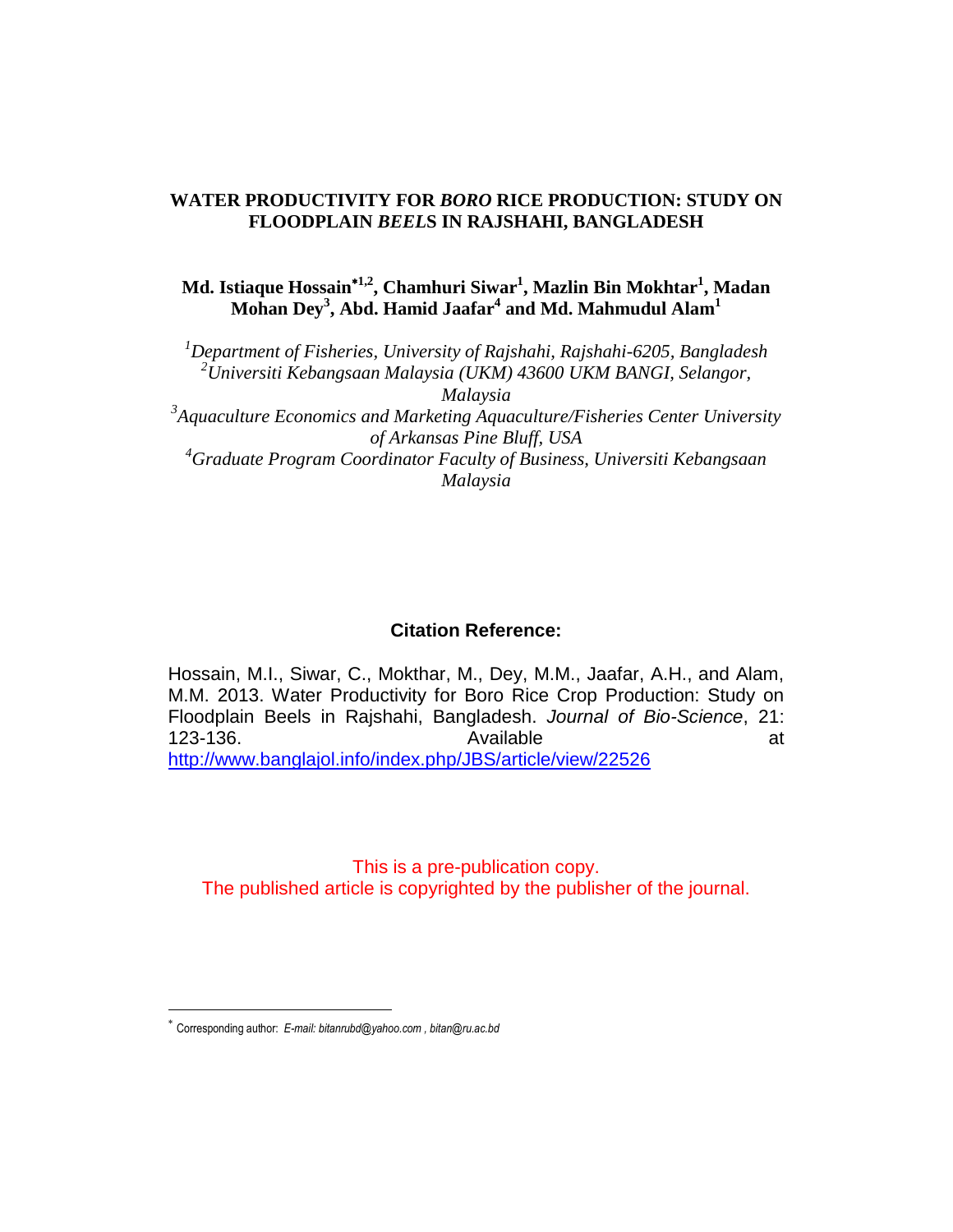# WATER PRODUCTIVITY FOR *BORO* RICE PRODUCTION: STUDY ON FLOODPLAIN *BEEL*S IN RAJSHAHI, BANGLADESH

**Md. Istiaque Hossain*[1,2], Chamhuri Siwar[1], Mazlin Bin Mokhtar[1], Madan Mohan Dey[3], Abd. Hamid Jaafar[4] and Md. Mahmudul Alam[1]**

*[1]Department of Fisheries, University of Rajshahi, Rajshahi-6205, Bangladesh*
*[2]Universiti Kebangsaan Malaysia (UKM) 43600 UKM BANGI, Selangor, Malaysia*
*[3]Aquaculture Economics and Marketing Aquaculture/Fisheries Center University of Arkansas Pine Bluff, USA*
*[4]Graduate Program Coordinator Faculty of Business, Universiti Kebangsaan Malaysia*

**Citation Reference:**

Hossain, M.I., Siwar, C., Mokthar, M., Dey, M.M., Jaafar, A.H., and Alam, M.M. 2013. Water Productivity for Boro Rice Crop Production: Study on Floodplain Beels in Rajshahi, Bangladesh. *Journal of Bio-Science*, 21: 123-136. Available at http://www.banglajol.info/index.php/JBS/article/view/22526

This is a pre-publication copy.
The published article is copyrighted by the publisher of the journal.

* Corresponding author: *E-mail: bitanrubd@yahoo.com , bitan@ru.ac.bd*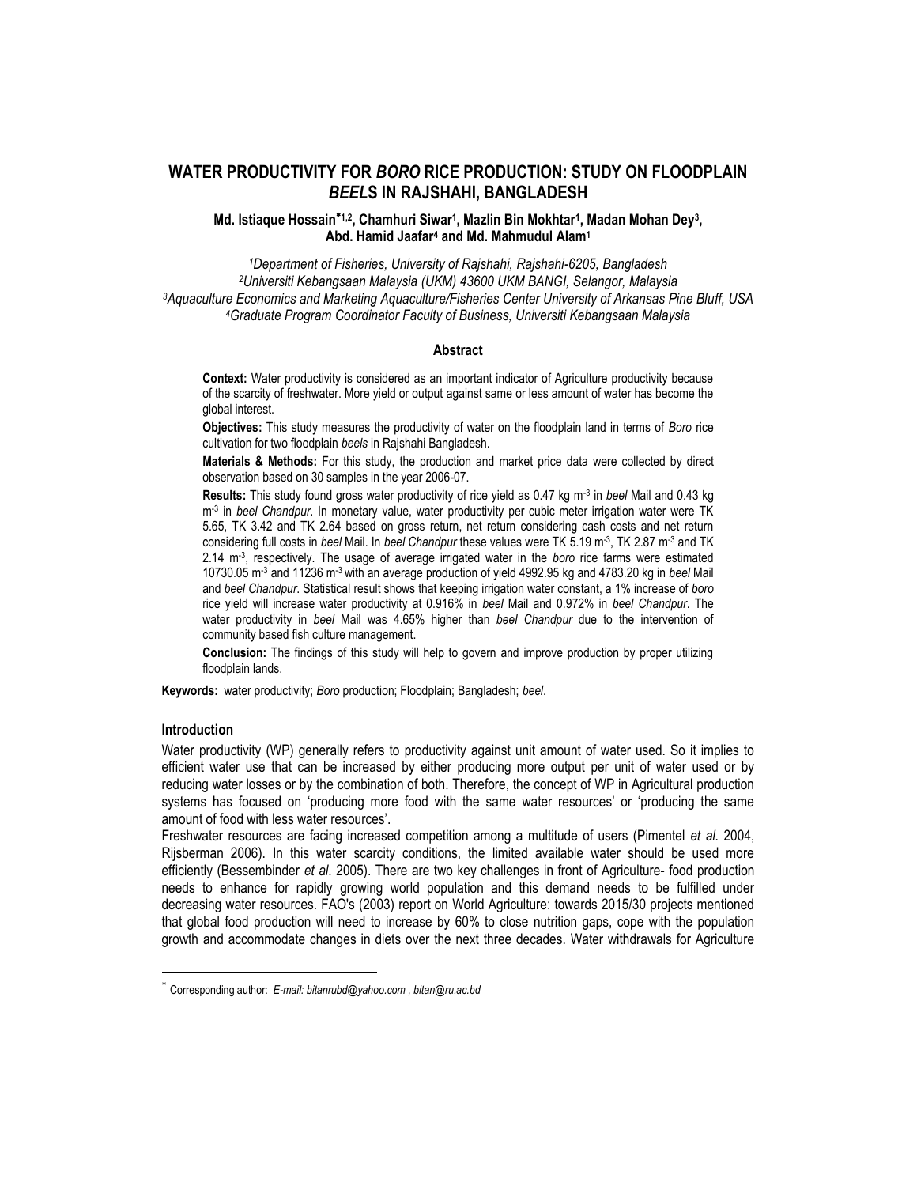# WATER PRODUCTIVITY FOR *BORO* RICE PRODUCTION: STUDY ON FLOODPLAIN *BEEL*S IN RAJSHAHI, BANGLADESH

**Md. Istiaque Hossain*[1,2], Chamhuri Siwar[1], Mazlin Bin Mokhtar[1], Madan Mohan Dey[3], Abd. Hamid Jaafar[4] and Md. Mahmudul Alam[1]**

[1]*Department of Fisheries, University of Rajshahi, Rajshahi-6205, Bangladesh*
[2]*Universiti Kebangsaan Malaysia (UKM) 43600 UKM BANGI, Selangor, Malaysia*
[3]*Aquaculture Economics and Marketing Aquaculture/Fisheries Center University of Arkansas Pine Bluff, USA*
[4]*Graduate Program Coordinator Faculty of Business, Universiti Kebangsaan Malaysia*

## Abstract

**Context:** Water productivity is considered as an important indicator of Agriculture productivity because of the scarcity of freshwater. More yield or output against same or less amount of water has become the global interest.

**Objectives:** This study measures the productivity of water on the floodplain land in terms of *Boro* rice cultivation for two floodplain *beels* in Rajshahi Bangladesh.

**Materials & Methods:** For this study, the production and market price data were collected by direct observation based on 30 samples in the year 2006-07.

**Results:** This study found gross water productivity of rice yield as 0.47 kg $m^{-3}$ in *beel* Mail and 0.43 kg $m^{-3}$ in *beel Chandpur*. In monetary value, water productivity per cubic meter irrigation water were TK 5.65, TK 3.42 and TK 2.64 based on gross return, net return considering cash costs and net return considering full costs in *beel* Mail. In *beel Chandpur* these values were TK 5.19 $m^{-3}$, TK 2.87 $m^{-3}$ and TK 2.14 $m^{-3}$, respectively. The usage of average irrigated water in the *boro* rice farms were estimated 10730.05 $m^{-3}$ and 11236 $m^{-3}$ with an average production of yield 4992.95 kg and 4783.20 kg in *beel* Mail and *beel Chandpur*. Statistical result shows that keeping irrigation water constant, a 1% increase of *boro* rice yield will increase water productivity at 0.916% in *beel* Mail and 0.972% in *beel Chandpur*. The water productivity in *beel* Mail was 4.65% higher than *beel Chandpur* due to the intervention of community based fish culture management.

**Conclusion:** The findings of this study will help to govern and improve production by proper utilizing floodplain lands.

**Keywords:** water productivity; *Boro* production; Floodplain; Bangladesh; *beel*.

## Introduction

Water productivity (WP) generally refers to productivity against unit amount of water used. So it implies to efficient water use that can be increased by either producing more output per unit of water used or by reducing water losses or by the combination of both. Therefore, the concept of WP in Agricultural production systems has focused on 'producing more food with the same water resources' or 'producing the same amount of food with less water resources'.

Freshwater resources are facing increased competition among a multitude of users (Pimentel *et al.* 2004, Rijsberman 2006). In this water scarcity conditions, the limited available water should be used more efficiently (Bessembinder *et al.* 2005). There are two key challenges in front of Agriculture- food production needs to enhance for rapidly growing world population and this demand needs to be fulfilled under decreasing water resources. FAO's (2003) report on World Agriculture: towards 2015/30 projects mentioned that global food production will need to increase by 60% to close nutrition gaps, cope with the population growth and accommodate changes in diets over the next three decades. Water withdrawals for Agriculture

* Corresponding author: *E-mail: bitanrubd@yahoo.com , bitan@ru.ac.bd*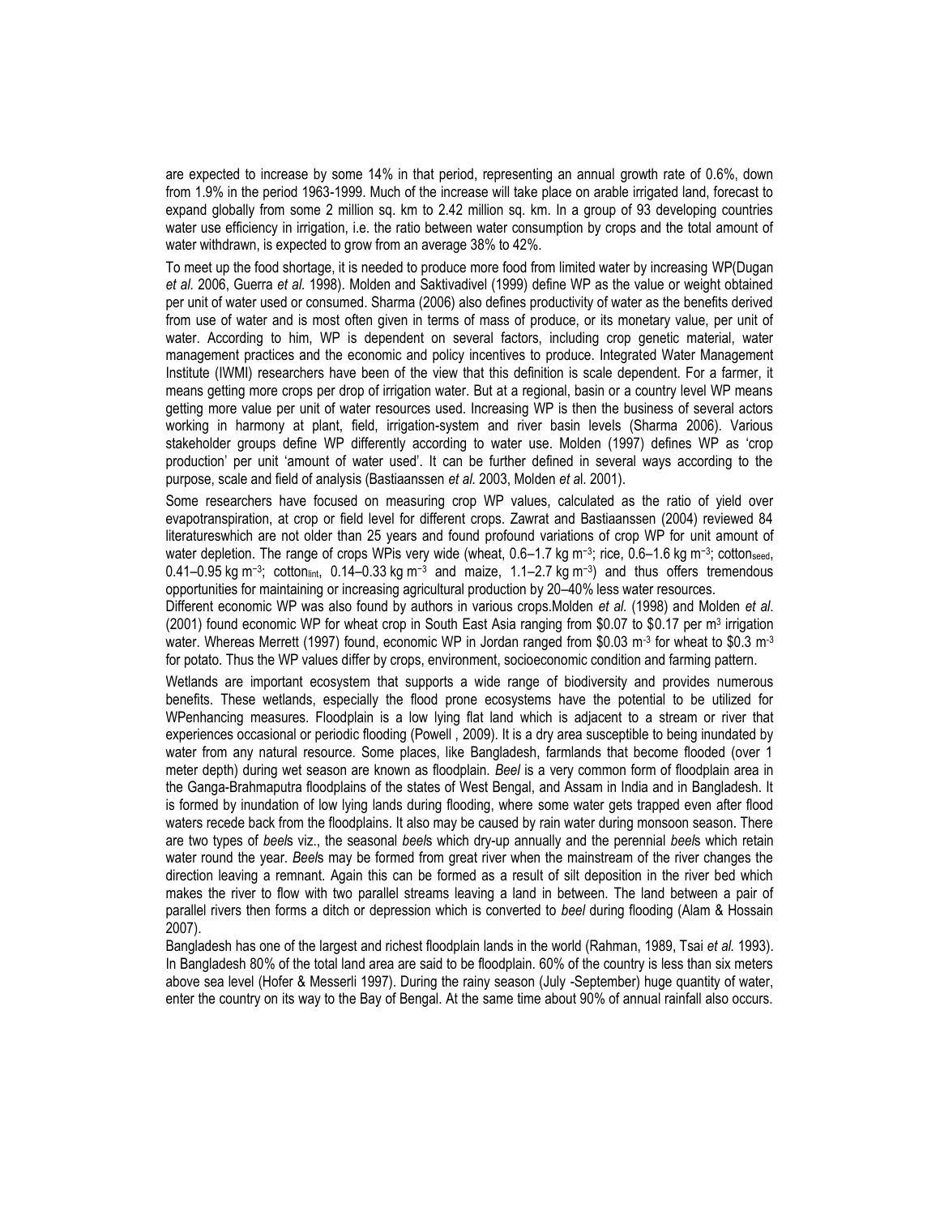are expected to increase by some 14% in that period, representing an annual growth rate of 0.6%, down from 1.9% in the period 1963-1999. Much of the increase will take place on arable irrigated land, forecast to expand globally from some 2 million sq. km to 2.42 million sq. km. In a group of 93 developing countries water use efficiency in irrigation, i.e. the ratio between water consumption by crops and the total amount of water withdrawn, is expected to grow from an average 38% to 42%.

To meet up the food shortage, it is needed to produce more food from limited water by increasing WP(Dugan *et al.* 2006, Guerra *et al.* 1998). Molden and Saktivadivel (1999) define WP as the value or weight obtained per unit of water used or consumed. Sharma (2006) also defines productivity of water as the benefits derived from use of water and is most often given in terms of mass of produce, or its monetary value, per unit of water. According to him, WP is dependent on several factors, including crop genetic material, water management practices and the economic and policy incentives to produce. Integrated Water Management Institute (IWMI) researchers have been of the view that this definition is scale dependent. For a farmer, it means getting more crops per drop of irrigation water. But at a regional, basin or a country level WP means getting more value per unit of water resources used. Increasing WP is then the business of several actors working in harmony at plant, field, irrigation-system and river basin levels (Sharma 2006). Various stakeholder groups define WP differently according to water use. Molden (1997) defines WP as 'crop production' per unit 'amount of water used'. It can be further defined in several ways according to the purpose, scale and field of analysis (Bastiaanssen *et al.* 2003, Molden *et a*l. 2001).

Some researchers have focused on measuring crop WP values, calculated as the ratio of yield over evapotranspiration, at crop or field level for different crops. Zawrat and Bastiaanssen (2004) reviewed 84 literatureswhich are not older than 25 years and found profound variations of crop WP for unit amount of water depletion. The range of crops WPis very wide (wheat, 0.6–1.7 kg $m^{-3}$; rice, 0.6–1.6 kg $m^{-3}$; $cotton_{seed}$, 0.41–0.95 kg $m^{-3}$; $cotton_{lint}$, 0.14–0.33 kg $m^{-3}$ and maize, 1.1–2.7 kg $m^{-3}$) and thus offers tremendous opportunities for maintaining or increasing agricultural production by 20–40% less water resources.

Different economic WP was also found by authors in various crops.Molden *et al.* (1998) and Molden *et al*. (2001) found economic WP for wheat crop in South East Asia ranging from \$0.07 to \$0.17 per $m^3$ irrigation water. Whereas Merrett (1997) found, economic WP in Jordan ranged from \$0.03 $m^{-3}$ for wheat to \$0.3 $m^{-3}$ for potato. Thus the WP values differ by crops, environment, socioeconomic condition and farming pattern.

Wetlands are important ecosystem that supports a wide range of biodiversity and provides numerous benefits. These wetlands, especially the flood prone ecosystems have the potential to be utilized for WPenhancing measures. Floodplain is a low lying flat land which is adjacent to a stream or river that experiences occasional or periodic flooding (Powell , 2009). It is a dry area susceptible to being inundated by water from any natural resource. Some places, like Bangladesh, farmlands that become flooded (over 1 meter depth) during wet season are known as floodplain. *Beel* is a very common form of floodplain area in the Ganga-Brahmaputra floodplains of the states of West Bengal, and Assam in India and in Bangladesh. It is formed by inundation of low lying lands during flooding, where some water gets trapped even after flood waters recede back from the floodplains. It also may be caused by rain water during monsoon season. There are two types of *beel*s viz., the seasonal *beel*s which dry-up annually and the perennial *beel*s which retain water round the year. *Beel*s may be formed from great river when the mainstream of the river changes the direction leaving a remnant. Again this can be formed as a result of silt deposition in the river bed which makes the river to flow with two parallel streams leaving a land in between. The land between a pair of parallel rivers then forms a ditch or depression which is converted to *beel* during flooding (Alam & Hossain 2007).

Bangladesh has one of the largest and richest floodplain lands in the world (Rahman, 1989, Tsai *et al.* 1993). In Bangladesh 80% of the total land area are said to be floodplain. 60% of the country is less than six meters above sea level (Hofer & Messerli 1997). During the rainy season (July -September) huge quantity of water, enter the country on its way to the Bay of Bengal. At the same time about 90% of annual rainfall also occurs.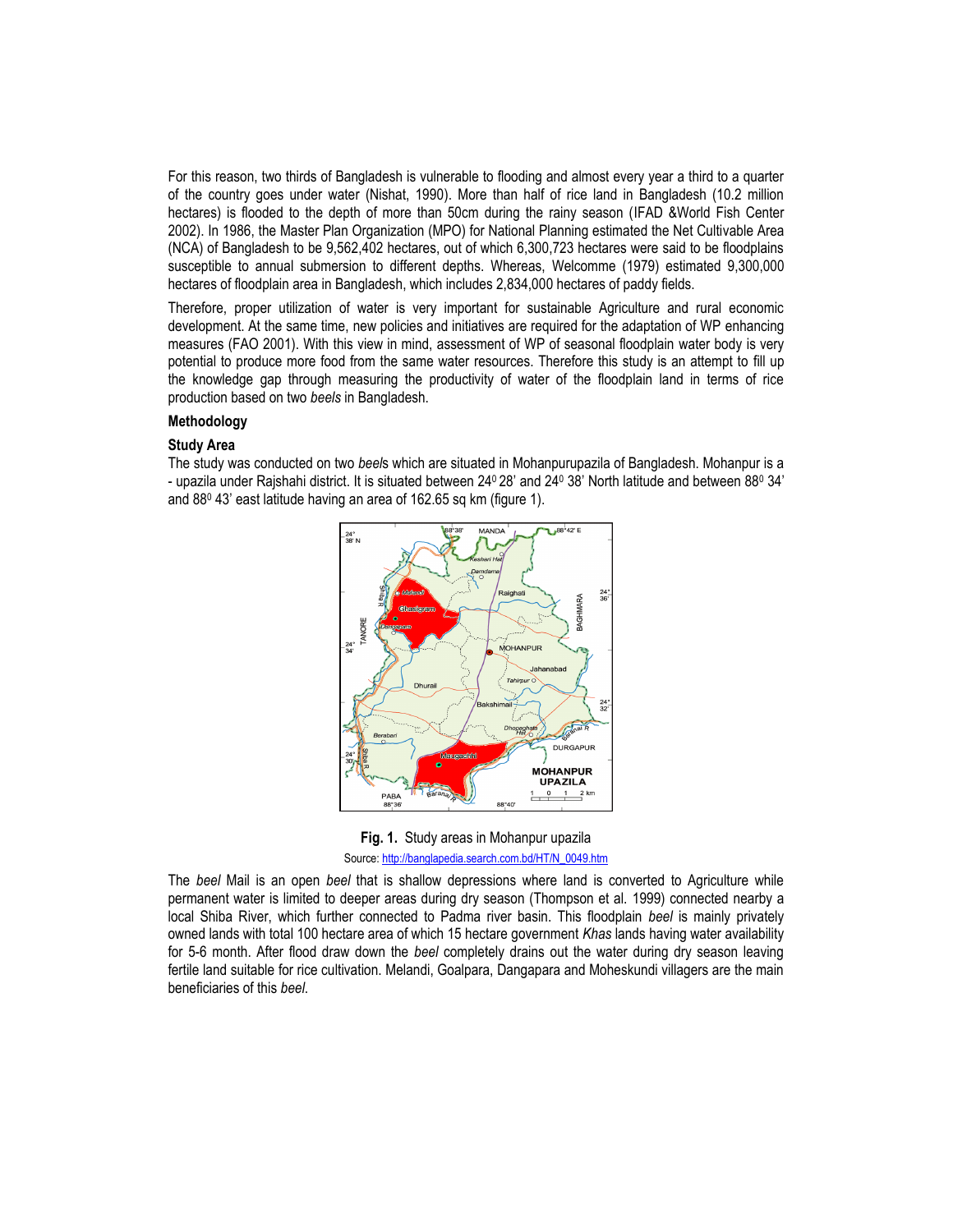For this reason, two thirds of Bangladesh is vulnerable to flooding and almost every year a third to a quarter of the country goes under water (Nishat, 1990). More than half of rice land in Bangladesh (10.2 million hectares) is flooded to the depth of more than 50cm during the rainy season (IFAD &World Fish Center 2002). In 1986, the Master Plan Organization (MPO) for National Planning estimated the Net Cultivable Area (NCA) of Bangladesh to be 9,562,402 hectares, out of which 6,300,723 hectares were said to be floodplains susceptible to annual submersion to different depths. Whereas, Welcomme (1979) estimated 9,300,000 hectares of floodplain area in Bangladesh, which includes 2,834,000 hectares of paddy fields.

Therefore, proper utilization of water is very important for sustainable Agriculture and rural economic development. At the same time, new policies and initiatives are required for the adaptation of WP enhancing measures (FAO 2001). With this view in mind, assessment of WP of seasonal floodplain water body is very potential to produce more food from the same water resources. Therefore this study is an attempt to fill up the knowledge gap through measuring the productivity of water of the floodplain land in terms of rice production based on two *beels* in Bangladesh.

## Methodology

### Study Area

The study was conducted on two *beel*s which are situated in Mohanpurupazila of Bangladesh. Mohanpur is a - upazila under Rajshahi district. It is situated between 24$^0$ 28' and 24$^0$ 38' North latitude and between 88$^0$ 34' and 88$^0$ 43' east latitude having an area of 162.65 sq km (figure 1).

**Fig. 1.** Study areas in Mohanpur upazila

Source: http://banglapedia.search.com.bd/HT/N_0049.htm

The *beel* Mail is an open *beel* that is shallow depressions where land is converted to Agriculture while permanent water is limited to deeper areas during dry season (Thompson et al. 1999) connected nearby a local Shiba River, which further connected to Padma river basin. This floodplain *beel* is mainly privately owned lands with total 100 hectare area of which 15 hectare government *Khas* lands having water availability for 5-6 month. After flood draw down the *beel* completely drains out the water during dry season leaving fertile land suitable for rice cultivation. Melandi, Goalpara, Dangapara and Moheskundi villagers are the main beneficiaries of this *beel*.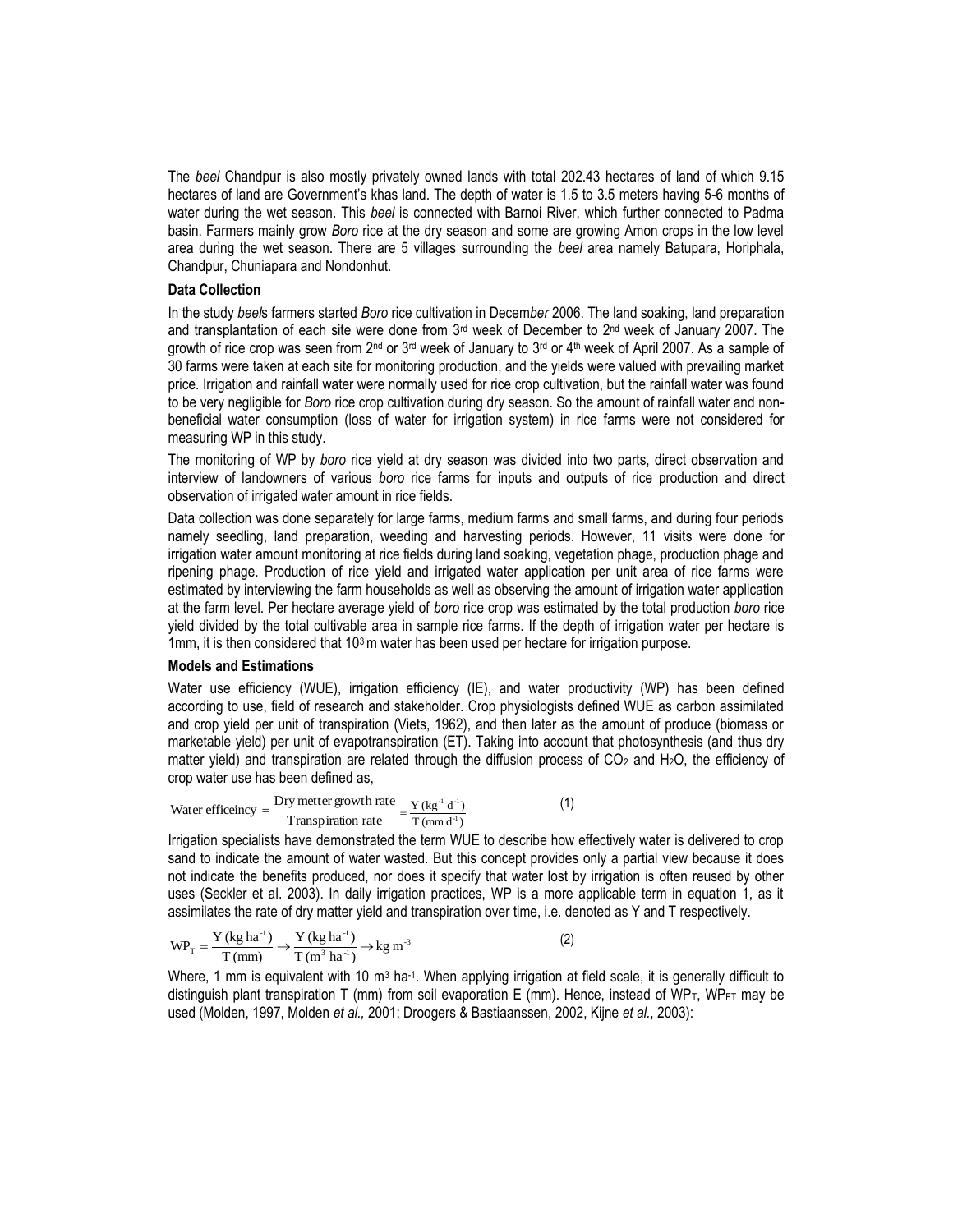The *beel* Chandpur is also mostly privately owned lands with total 202.43 hectares of land of which 9.15 hectares of land are Government's khas land. The depth of water is 1.5 to 3.5 meters having 5-6 months of water during the wet season. This *beel* is connected with Barnoi River, which further connected to Padma basin. Farmers mainly grow *Boro* rice at the dry season and some are growing Amon crops in the low level area during the wet season. There are 5 villages surrounding the *beel* area namely Batupara, Horiphala, Chandpur, Chuniapara and Nondonhut.

**Data Collection**

In the study *beel*s farmers started *Boro* rice cultivation in Decem*ber* 2006. The land soaking, land preparation and transplantation of each site were done from 3rd week of December to 2nd week of January 2007. The growth of rice crop was seen from 2nd or 3rd week of January to 3rd or 4th week of April 2007. As a sample of 30 farms were taken at each site for monitoring production, and the yields were valued with prevailing market price. Irrigation and rainfall water were normally used for rice crop cultivation, but the rainfall water was found to be very negligible for *Boro* rice crop cultivation during dry season. So the amount of rainfall water and non-beneficial water consumption (loss of water for irrigation system) in rice farms were not considered for measuring WP in this study.

The monitoring of WP by *boro* rice yield at dry season was divided into two parts, direct observation and interview of landowners of various *boro* rice farms for inputs and outputs of rice production and direct observation of irrigated water amount in rice fields.

Data collection was done separately for large farms, medium farms and small farms, and during four periods namely seedling, land preparation, weeding and harvesting periods. However, 11 visits were done for irrigation water amount monitoring at rice fields during land soaking, vegetation phage, production phage and ripening phage. Production of rice yield and irrigated water application per unit area of rice farms were estimated by interviewing the farm households as well as observing the amount of irrigation water application at the farm level. Per hectare average yield of *boro* rice crop was estimated by the total production *boro* rice yield divided by the total cultivable area in sample rice farms. If the depth of irrigation water per hectare is 1mm, it is then considered that $10^3$ m water has been used per hectare for irrigation purpose.

**Models and Estimations**

Water use efficiency (WUE), irrigation efficiency (IE), and water productivity (WP) has been defined according to use, field of research and stakeholder. Crop physiologists defined WUE as carbon assimilated and crop yield per unit of transpiration (Viets, 1962), and then later as the amount of produce (biomass or marketable yield) per unit of evapotranspiration (ET). Taking into account that photosynthesis (and thus dry matter yield) and transpiration are related through the diffusion process of $CO_2$ and $H_2O$, the efficiency of crop water use has been defined as,

$$\text{Water effeicincy} = \frac{\text{Dry metter growth rate}}{\text{Transpiration rate}} = \frac{\text{Y}\,(\text{kg}^{-1}\,\text{d}^{-1})}{\text{T}\,(\text{mm}\,\text{d}^{-1})} \tag{1}$$

Irrigation specialists have demonstrated the term WUE to describe how effectively water is delivered to crop sand to indicate the amount of water wasted. But this concept provides only a partial view because it does not indicate the benefits produced, nor does it specify that water lost by irrigation is often reused by other uses (Seckler et al. 2003). In daily irrigation practices, WP is a more applicable term in equation 1, as it assimilates the rate of dry matter yield and transpiration over time, i.e. denoted as Y and T respectively.

$$\text{WP}_\text{T} = \frac{\text{Y}\,(\text{kg}\,\text{ha}^{-1})}{\text{T}\,(\text{mm})} \rightarrow \frac{\text{Y}\,(\text{kg}\,\text{ha}^{-1})}{\text{T}\,(\text{m}^3\,\text{ha}^{-1})} \rightarrow \text{kg}\,\text{m}^{-3} \tag{2}$$

Where, 1 mm is equivalent with 10 $m^3$ $ha^{-1}$. When applying irrigation at field scale, it is generally difficult to distinguish plant transpiration T (mm) from soil evaporation E (mm). Hence, instead of $WP_T$, $WP_{ET}$ may be used (Molden, 1997, Molden *et al.,* 2001; Droogers & Bastiaanssen, 2002, Kijne *et al.*, 2003):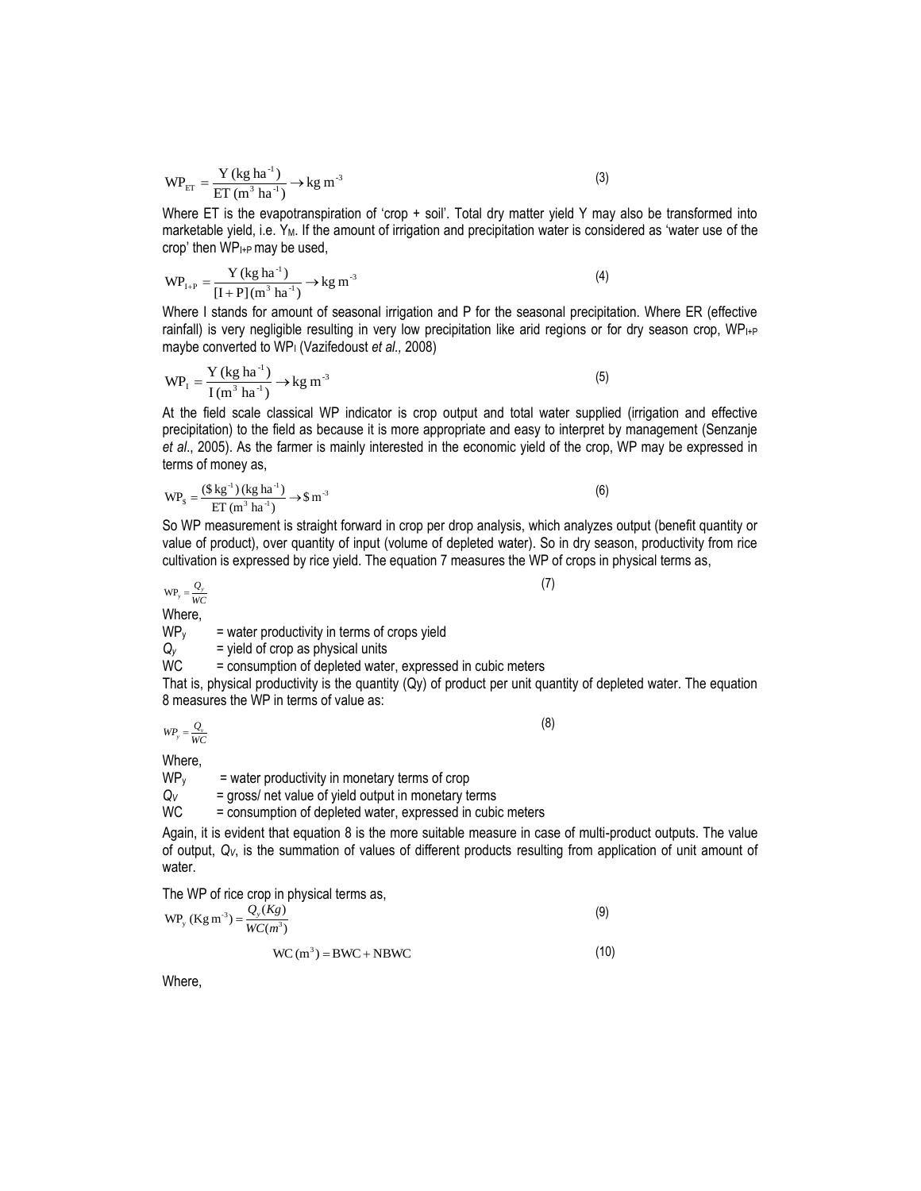$$\mathrm{WP_{ET}} = \frac{\mathrm{Y\,(kg\,ha^{-1})}}{\mathrm{ET\,(m^3\,ha^{-1})}} \rightarrow \mathrm{kg\,m^{-3}} \tag{3}$$

Where ET is the evapotranspiration of 'crop + soil'. Total dry matter yield Y may also be transformed into marketable yield, i.e. $Y_M$. If the amount of irrigation and precipitation water is considered as 'water use of the crop' then $WP_{I+P}$ may be used,

$$\mathrm{WP_{I+P}} = \frac{\mathrm{Y\,(kg\,ha^{-1})}}{\mathrm{[I+P]\,(m^3\,ha^{-1})}} \rightarrow \mathrm{kg\,m^{-3}} \tag{4}$$

Where I stands for amount of seasonal irrigation and P for the seasonal precipitation. Where ER (effective rainfall) is very negligible resulting in very low precipitation like arid regions or for dry season crop, $WP_{I+P}$ maybe converted to $WP_I$ (Vazifedoust *et al.,* 2008)

$$\mathrm{WP_{I}} = \frac{\mathrm{Y\,(kg\,ha^{-1})}}{\mathrm{I\,(m^3\,ha^{-1})}} \rightarrow \mathrm{kg\,m^{-3}} \tag{5}$$

At the field scale classical WP indicator is crop output and total water supplied (irrigation and effective precipitation) to the field as because it is more appropriate and easy to interpret by management (Senzanje *et al*., 2005). As the farmer is mainly interested in the economic yield of the crop, WP may be expressed in terms of money as,

$$\mathrm{WP_{\$}} = \frac{\mathrm{(\$\,kg^{-1})\,(kg\,ha^{-1})}}{\mathrm{ET\,(m^3\,ha^{-1})}} \rightarrow \mathrm{\$\,m^{-3}} \tag{6}$$

So WP measurement is straight forward in crop per drop analysis, which analyzes output (benefit quantity or value of product), over quantity of input (volume of depleted water). So in dry season, productivity from rice cultivation is expressed by rice yield. The equation 7 measures the WP of crops in physical terms as,

$$\mathrm{WP}_y = \frac{Q_y}{WC} \tag{7}$$

Where,

$WP_y$ = water productivity in terms of crops yield

$Q_y$ = yield of crop as physical units

WC = consumption of depleted water, expressed in cubic meters

That is, physical productivity is the quantity (Qy) of product per unit quantity of depleted water. The equation 8 measures the WP in terms of value as:

$$WP_y = \frac{Q_v}{WC} \tag{8}$$

Where,

$WP_y$ = water productivity in monetary terms of crop

$Q_V$ = gross/ net value of yield output in monetary terms

WC = consumption of depleted water, expressed in cubic meters

Again, it is evident that equation 8 is the more suitable measure in case of multi-product outputs. The value of output, $Q_V$, is the summation of values of different products resulting from application of unit amount of water.

The WP of rice crop in physical terms as,

$$\mathrm{WP}_y\,(\mathrm{Kg\,m^{-3}}) = \frac{Q_y(Kg)}{WC(m^3)} \tag{9}$$

$$\mathrm{WC\,(m^3) = BWC + NBWC} \tag{10}$$

Where,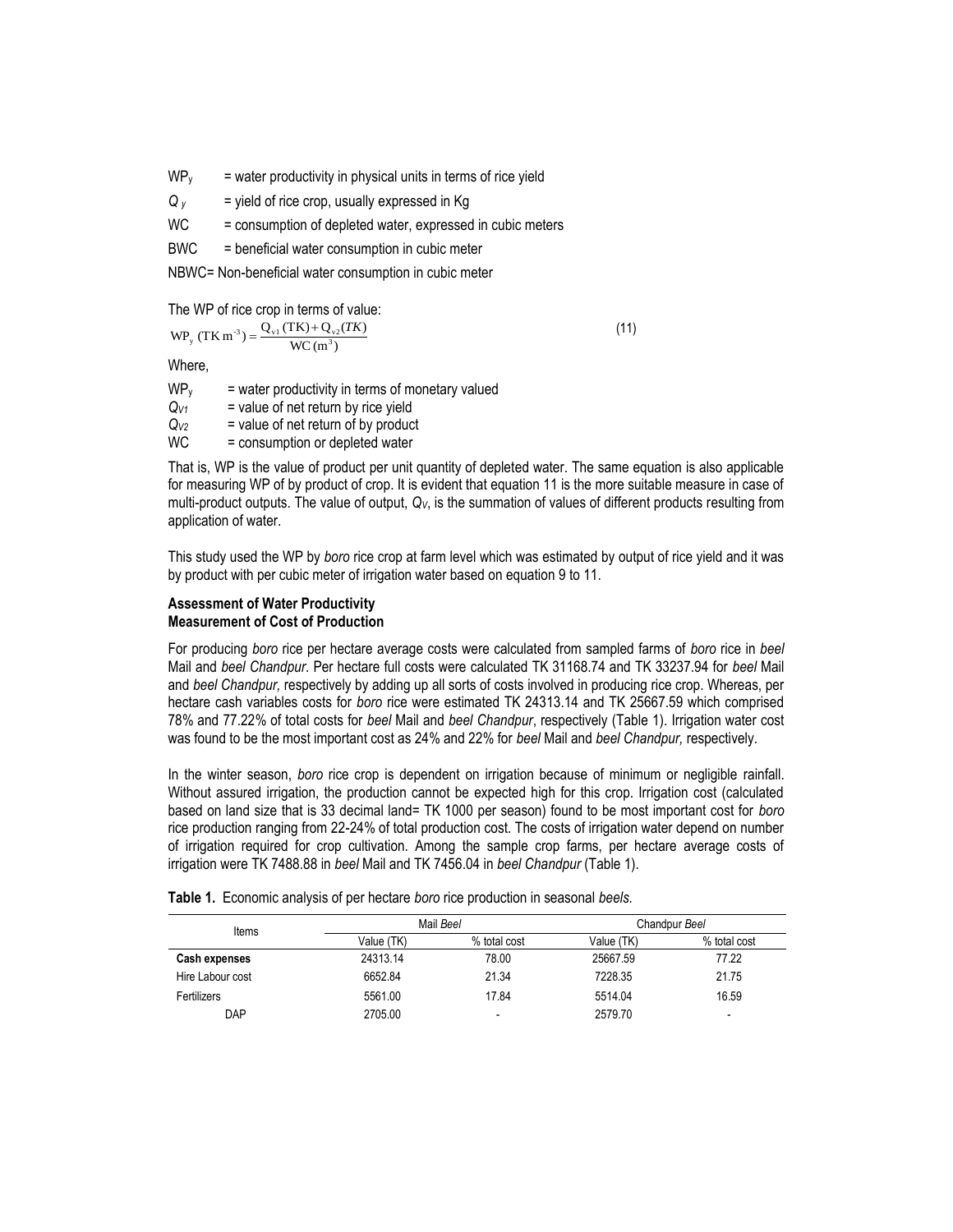$WP_y$ = water productivity in physical units in terms of rice yield

$Q_y$ = yield of rice crop, usually expressed in Kg

WC = consumption of depleted water, expressed in cubic meters

BWC = beneficial water consumption in cubic meter

NBWC= Non-beneficial water consumption in cubic meter

The WP of rice crop in terms of value:

$$WP_y\ (TK\ m^{-3}) = \frac{Q_{v1}\ (TK) + Q_{v2}(TK)}{WC\ (m^3)} \qquad (11)$$

Where,

$WP_y$ = water productivity in terms of monetary valued

$Q_{V1}$ = value of net return by rice yield

$Q_{V2}$ = value of net return of by product

WC = consumption or depleted water

That is, WP is the value of product per unit quantity of depleted water. The same equation is also applicable for measuring WP of by product of crop. It is evident that equation 11 is the more suitable measure in case of multi-product outputs. The value of output, $Q_V$, is the summation of values of different products resulting from application of water.

This study used the WP by *boro* rice crop at farm level which was estimated by output of rice yield and it was by product with per cubic meter of irrigation water based on equation 9 to 11.

### Assessment of Water Productivity

### Measurement of Cost of Production

For producing *boro* rice per hectare average costs were calculated from sampled farms of *boro* rice in *beel* Mail and *beel Chandpur*. Per hectare full costs were calculated TK 31168.74 and TK 33237.94 for *beel* Mail and *beel Chandpur,* respectively by adding up all sorts of costs involved in producing rice crop. Whereas, per hectare cash variables costs for *boro* rice were estimated TK 24313.14 and TK 25667.59 which comprised 78% and 77.22% of total costs for *beel* Mail and *beel Chandpur*, respectively (Table 1). Irrigation water cost was found to be the most important cost as 24% and 22% for *beel* Mail and *beel Chandpur,* respectively.

In the winter season, *boro* rice crop is dependent on irrigation because of minimum or negligible rainfall. Without assured irrigation, the production cannot be expected high for this crop. Irrigation cost (calculated based on land size that is 33 decimal land= TK 1000 per season) found to be most important cost for *boro* rice production ranging from 22-24% of total production cost. The costs of irrigation water depend on number of irrigation required for crop cultivation. Among the sample crop farms, per hectare average costs of irrigation were TK 7488.88 in *beel* Mail and TK 7456.04 in *beel Chandpur* (Table 1).

**Table 1.** Economic analysis of per hectare *boro* rice production in seasonal *beels.*

| Items | Mail *Beel* | | Chandpur *Beel* | |
|---|---|---|---|---|
| | Value (TK) | % total cost | Value (TK) | % total cost |
| **Cash expenses** | 24313.14 | 78.00 | 25667.59 | 77.22 |
| Hire Labour cost | 6652.84 | 21.34 | 7228.35 | 21.75 |
| Fertilizers | 5561.00 | 17.84 | 5514.04 | 16.59 |
| DAP | 2705.00 | - | 2579.70 | - |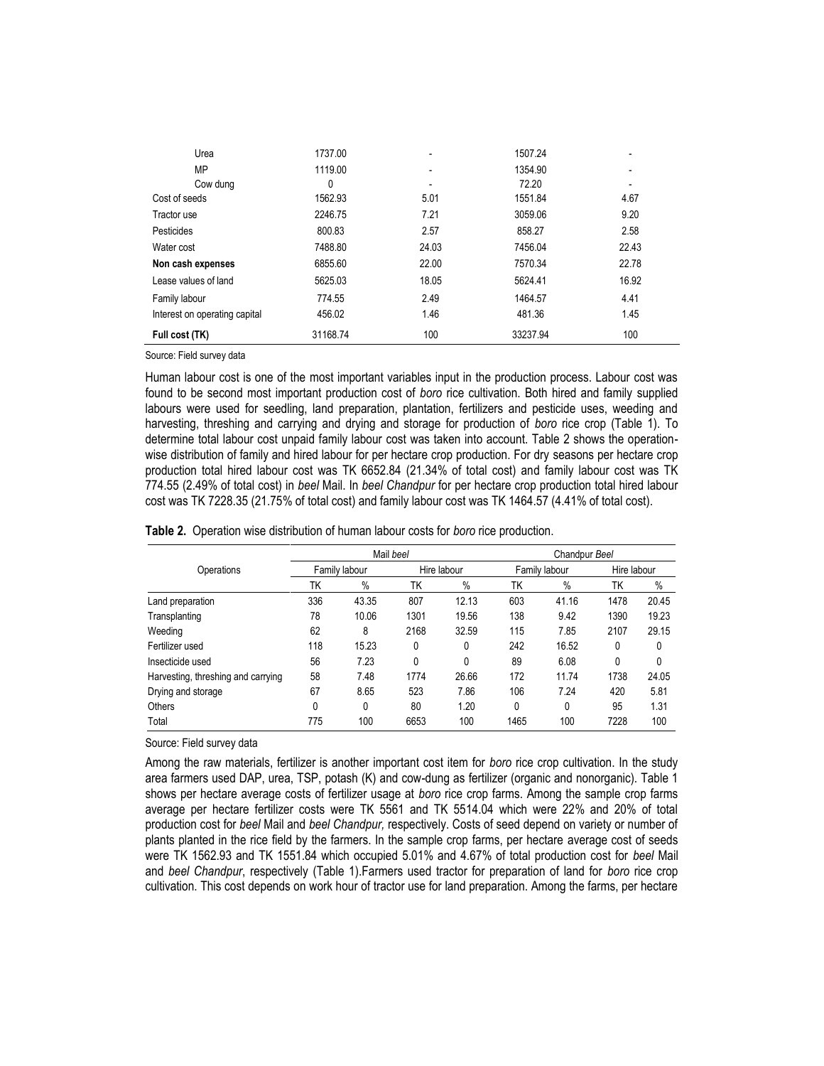| | | | | |
|---|---|---|---|---|
| Urea | 1737.00 | - | 1507.24 | - |
| MP | 1119.00 | - | 1354.90 | - |
| Cow dung | 0 | - | 72.20 | - |
| Cost of seeds | 1562.93 | 5.01 | 1551.84 | 4.67 |
| Tractor use | 2246.75 | 7.21 | 3059.06 | 9.20 |
| Pesticides | 800.83 | 2.57 | 858.27 | 2.58 |
| Water cost | 7488.80 | 24.03 | 7456.04 | 22.43 |
| **Non cash expenses** | 6855.60 | 22.00 | 7570.34 | 22.78 |
| Lease values of land | 5625.03 | 18.05 | 5624.41 | 16.92 |
| Family labour | 774.55 | 2.49 | 1464.57 | 4.41 |
| Interest on operating capital | 456.02 | 1.46 | 481.36 | 1.45 |
| **Full cost (TK)** | 31168.74 | 100 | 33237.94 | 100 |

Source: Field survey data

Human labour cost is one of the most important variables input in the production process. Labour cost was found to be second most important production cost of *boro* rice cultivation. Both hired and family supplied labours were used for seedling, land preparation, plantation, fertilizers and pesticide uses, weeding and harvesting, threshing and carrying and drying and storage for production of *boro* rice crop (Table 1). To determine total labour cost unpaid family labour cost was taken into account. Table 2 shows the operation-wise distribution of family and hired labour for per hectare crop production. For dry seasons per hectare crop production total hired labour cost was TK 6652.84 (21.34% of total cost) and family labour cost was TK 774.55 (2.49% of total cost) in *beel* Mail. In *beel Chandpur* for per hectare crop production total hired labour cost was TK 7228.35 (21.75% of total cost) and family labour cost was TK 1464.57 (4.41% of total cost).

**Table 2.** Operation wise distribution of human labour costs for *boro* rice production.

| Operations | Mail *beel* | | | | Chandpur *Beel* | | | |
|---|---|---|---|---|---|---|---|---|
| | Family labour | | Hire labour | | Family labour | | Hire labour | |
| | TK | % | TK | % | TK | % | TK | % |
| Land preparation | 336 | 43.35 | 807 | 12.13 | 603 | 41.16 | 1478 | 20.45 |
| Transplanting | 78 | 10.06 | 1301 | 19.56 | 138 | 9.42 | 1390 | 19.23 |
| Weeding | 62 | 8 | 2168 | 32.59 | 115 | 7.85 | 2107 | 29.15 |
| Fertilizer used | 118 | 15.23 | 0 | 0 | 242 | 16.52 | 0 | 0 |
| Insecticide used | 56 | 7.23 | 0 | 0 | 89 | 6.08 | 0 | 0 |
| Harvesting, threshing and carrying | 58 | 7.48 | 1774 | 26.66 | 172 | 11.74 | 1738 | 24.05 |
| Drying and storage | 67 | 8.65 | 523 | 7.86 | 106 | 7.24 | 420 | 5.81 |
| Others | 0 | 0 | 80 | 1.20 | 0 | 0 | 95 | 1.31 |
| Total | 775 | 100 | 6653 | 100 | 1465 | 100 | 7228 | 100 |

Source: Field survey data

Among the raw materials, fertilizer is another important cost item for *boro* rice crop cultivation. In the study area farmers used DAP, urea, TSP, potash (K) and cow-dung as fertilizer (organic and nonorganic). Table 1 shows per hectare average costs of fertilizer usage at *boro* rice crop farms. Among the sample crop farms average per hectare fertilizer costs were TK 5561 and TK 5514.04 which were 22% and 20% of total production cost for *beel* Mail and *beel Chandpur,* respectively. Costs of seed depend on variety or number of plants planted in the rice field by the farmers. In the sample crop farms, per hectare average cost of seeds were TK 1562.93 and TK 1551.84 which occupied 5.01% and 4.67% of total production cost for *beel* Mail and *beel Chandpur*, respectively (Table 1).Farmers used tractor for preparation of land for *boro* rice crop cultivation. This cost depends on work hour of tractor use for land preparation. Among the farms, per hectare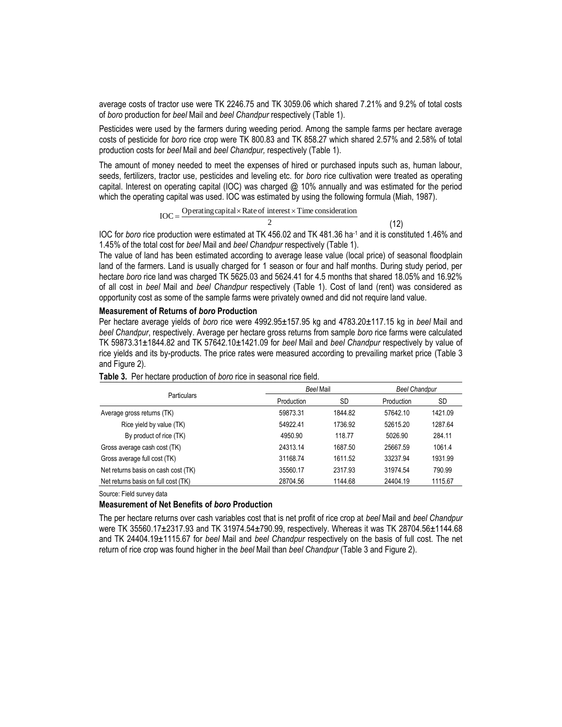average costs of tractor use were TK 2246.75 and TK 3059.06 which shared 7.21% and 9.2% of total costs of *boro* production for *beel* Mail and *beel Chandpur* respectively (Table 1).

Pesticides were used by the farmers during weeding period. Among the sample farms per hectare average costs of pesticide for *boro* rice crop were TK 800.83 and TK 858.27 which shared 2.57% and 2.58% of total production costs for *beel* Mail and *beel Chandpur,* respectively (Table 1).

The amount of money needed to meet the expenses of hired or purchased inputs such as, human labour, seeds, fertilizers, tractor use, pesticides and leveling etc. for *boro* rice cultivation were treated as operating capital. Interest on operating capital (IOC) was charged @ 10% annually and was estimated for the period which the operating capital was used. IOC was estimated by using the following formula (Miah, 1987).

$$IOC = \frac{\text{Operating capital} \times \text{Rate of interest} \times \text{Time consideration}}{2} \quad (12)$$

IOC for *boro* rice production were estimated at TK 456.02 and TK 481.36 ha$^{-1}$ and it is constituted 1.46% and 1.45% of the total cost for *beel* Mail and *beel Chandpur* respectively (Table 1).

The value of land has been estimated according to average lease value (local price) of seasonal floodplain land of the farmers. Land is usually charged for 1 season or four and half months. During study period, per hectare *boro* rice land was charged TK 5625.03 and 5624.41 for 4.5 months that shared 18.05% and 16.92% of all cost in *beel* Mail and *beel Chandpur* respectively (Table 1). Cost of land (rent) was considered as opportunity cost as some of the sample farms were privately owned and did not require land value.

**Measurement of Returns of *boro* Production**

Per hectare average yields of *boro* rice were 4992.95±157.95 kg and 4783.20±117.15 kg in *beel* Mail and *beel Chandpur*, respectively. Average per hectare gross returns from sample *boro* rice farms were calculated TK 59873.31±1844.82 and TK 57642.10±1421.09 for *beel* Mail and *beel Chandpur* respectively by value of rice yields and its by-products. The price rates were measured according to prevailing market price (Table 3 and Figure 2).

**Table 3.** Per hectare production of *boro* rice in seasonal rice field.

| Particulars | *Beel* Mail | | *Beel Chandpur* | |
|---|---|---|---|---|
| | Production | SD | Production | SD |
| Average gross returns (TK) | 59873.31 | 1844.82 | 57642.10 | 1421.09 |
| Rice yield by value (TK) | 54922.41 | 1736.92 | 52615.20 | 1287.64 |
| By product of rice (TK) | 4950.90 | 118.77 | 5026.90 | 284.11 |
| Gross average cash cost (TK) | 24313.14 | 1687.50 | 25667.59 | 1061.4 |
| Gross average full cost (TK) | 31168.74 | 1611.52 | 33237.94 | 1931.99 |
| Net returns basis on cash cost (TK) | 35560.17 | 2317.93 | 31974.54 | 790.99 |
| Net returns basis on full cost (TK) | 28704.56 | 1144.68 | 24404.19 | 1115.67 |

Source: Field survey data

**Measurement of Net Benefits of *boro* Production**

The per hectare returns over cash variables cost that is net profit of rice crop at *beel* Mail and *beel Chandpur* were TK 35560.17±2317.93 and TK 31974.54±790.99, respectively. Whereas it was TK 28704.56±1144.68 and TK 24404.19±1115.67 for *beel* Mail and *beel Chandpur* respectively on the basis of full cost. The net return of rice crop was found higher in the *beel* Mail than *beel Chandpur* (Table 3 and Figure 2).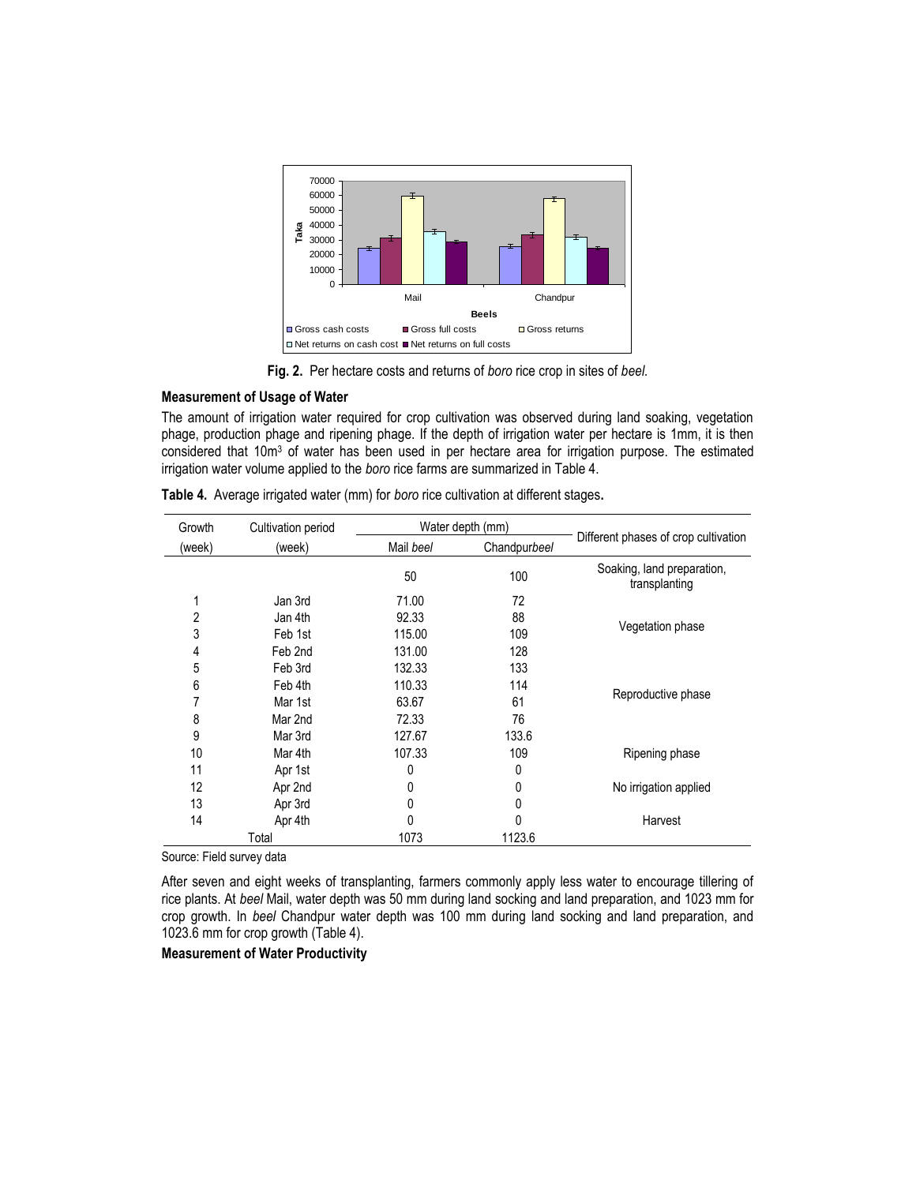**Fig. 2.** Per hectare costs and returns of *boro* rice crop in sites of *beel.*

**Measurement of Usage of Water**

The amount of irrigation water required for crop cultivation was observed during land soaking, vegetation phage, production phage and ripening phage. If the depth of irrigation water per hectare is 1mm, it is then considered that 10m$^3$ of water has been used in per hectare area for irrigation purpose. The estimated irrigation water volume applied to the *boro* rice farms are summarized in Table 4.

**Table 4.** Average irrigated water (mm) for *boro* rice cultivation at different stages**.**

| Growth (week) | Cultivation period (week) | Water depth (mm) Mail *beel* | Water depth (mm) Chandpur*beel* | Different phases of crop cultivation |
|---|---|---|---|---|
| | | 50 | 100 | Soaking, land preparation, transplanting |
| 1 | Jan 3rd | 71.00 | 72 | Vegetation phase |
| 2 | Jan 4th | 92.33 | 88 | |
| 3 | Feb 1st | 115.00 | 109 | |
| 4 | Feb 2nd | 131.00 | 128 | |
| 5 | Feb 3rd | 132.33 | 133 | Reproductive phase |
| 6 | Feb 4th | 110.33 | 114 | |
| 7 | Mar 1st | 63.67 | 61 | |
| 8 | Mar 2nd | 72.33 | 76 | |
| 9 | Mar 3rd | 127.67 | 133.6 | Ripening phase |
| 10 | Mar 4th | 107.33 | 109 | |
| 11 | Apr 1st | 0 | 0 | |
| 12 | Apr 2nd | 0 | 0 | No irrigation applied |
| 13 | Apr 3rd | 0 | 0 | |
| 14 | Apr 4th | 0 | 0 | Harvest |
| Total | | 1073 | 1123.6 | |

Source: Field survey data

After seven and eight weeks of transplanting, farmers commonly apply less water to encourage tillering of rice plants. At *beel* Mail, water depth was 50 mm during land socking and land preparation, and 1023 mm for crop growth. In *beel* Chandpur water depth was 100 mm during land socking and land preparation, and 1023.6 mm for crop growth (Table 4).

**Measurement of Water Productivity**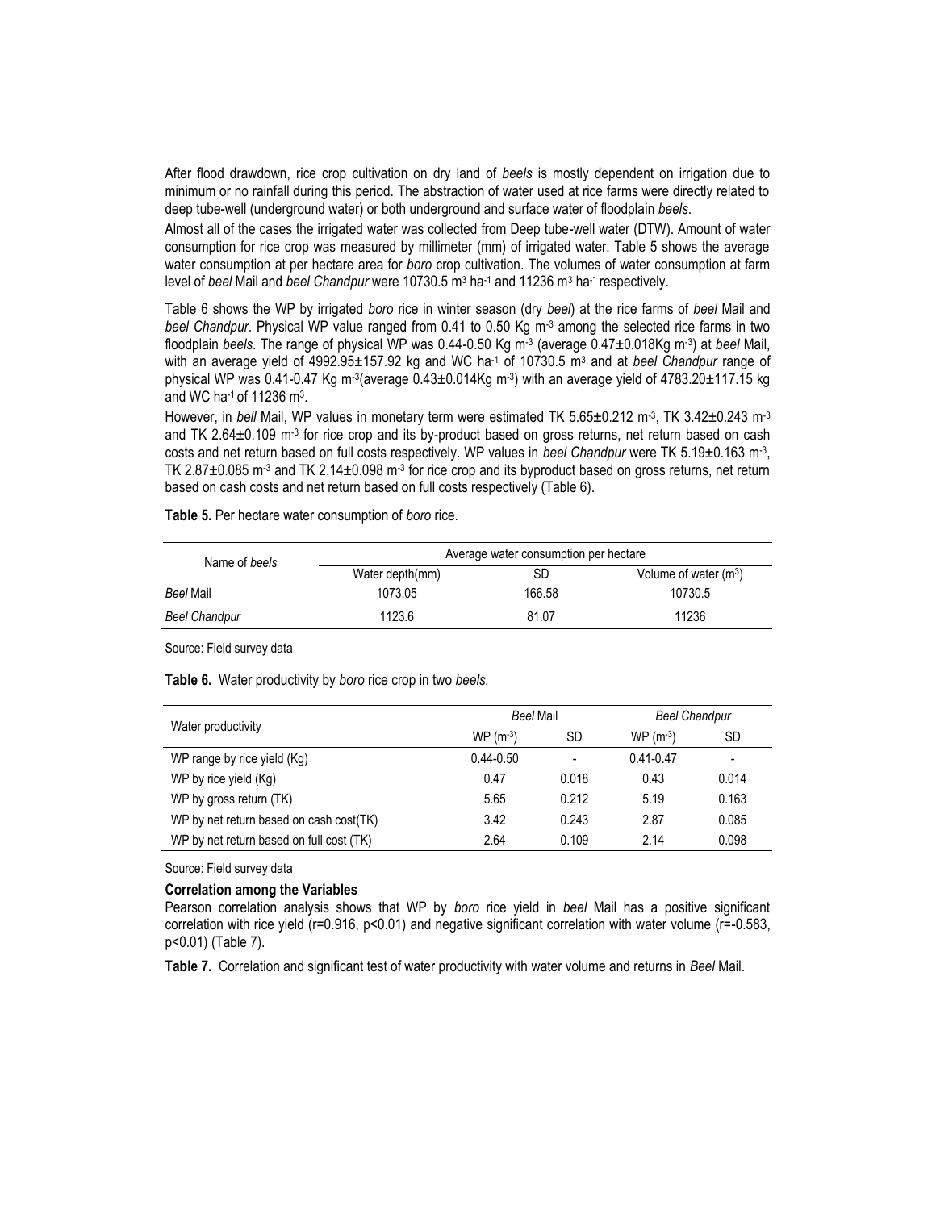After flood drawdown, rice crop cultivation on dry land of *beels* is mostly dependent on irrigation due to minimum or no rainfall during this period. The abstraction of water used at rice farms were directly related to deep tube-well (underground water) or both underground and surface water of floodplain *beels*.

Almost all of the cases the irrigated water was collected from Deep tube-well water (DTW). Amount of water consumption for rice crop was measured by millimeter (mm) of irrigated water. Table 5 shows the average water consumption at per hectare area for *boro* crop cultivation. The volumes of water consumption at farm level of *beel* Mail and *beel Chandpur* were 10730.5 $m^3$ $ha^{-1}$ and 11236 $m^3$ $ha^{-1}$ respectively.

Table 6 shows the WP by irrigated *boro* rice in winter season (dry *beel*) at the rice farms of *beel* Mail and *beel Chandpur*. Physical WP value ranged from 0.41 to 0.50 Kg $m^{-3}$ among the selected rice farms in two floodplain *beels*. The range of physical WP was 0.44-0.50 Kg $m^{-3}$ (average 0.47±0.018Kg $m^{-3}$) at *beel* Mail, with an average yield of 4992.95±157.92 kg and WC $ha^{-1}$ of 10730.5 $m^3$ and at *beel Chandpur* range of physical WP was 0.41-0.47 Kg $m^{-3}$(average 0.43±0.014Kg $m^{-3}$) with an average yield of 4783.20±117.15 kg and WC $ha^{-1}$ of 11236 $m^3$.

However, in *bell* Mail, WP values in monetary term were estimated TK 5.65±0.212 $m^{-3}$, TK 3.42±0.243 $m^{-3}$ and TK 2.64±0.109 $m^{-3}$ for rice crop and its by-product based on gross returns, net return based on cash costs and net return based on full costs respectively. WP values in *beel Chandpur* were TK 5.19±0.163 $m^{-3}$, TK 2.87±0.085 $m^{-3}$ and TK 2.14±0.098 $m^{-3}$ for rice crop and its byproduct based on gross returns, net return based on cash costs and net return based on full costs respectively (Table 6).

**Table 5.** Per hectare water consumption of *boro* rice.

| Name of *beels* | Average water consumption per hectare | | |
|---|---|---|---|
| | Water depth(mm) | SD | Volume of water ($m^3$) |
| *Beel* Mail | 1073.05 | 166.58 | 10730.5 |
| *Beel Chandpur* | 1123.6 | 81.07 | 11236 |

Source: Field survey data

**Table 6.** Water productivity by *boro* rice crop in two *beels.*

| Water productivity | *Beel* Mail | | *Beel Chandpur* | |
|---|---|---|---|---|
| | WP ($m^{-3}$) | SD | WP ($m^{-3}$) | SD |
| WP range by rice yield (Kg) | 0.44-0.50 | - | 0.41-0.47 | - |
| WP by rice yield (Kg) | 0.47 | 0.018 | 0.43 | 0.014 |
| WP by gross return (TK) | 5.65 | 0.212 | 5.19 | 0.163 |
| WP by net return based on cash cost(TK) | 3.42 | 0.243 | 2.87 | 0.085 |
| WP by net return based on full cost (TK) | 2.64 | 0.109 | 2.14 | 0.098 |

Source: Field survey data

**Correlation among the Variables**

Pearson correlation analysis shows that WP by *boro* rice yield in *beel* Mail has a positive significant correlation with rice yield ($r=0.916$, $p<0.01$) and negative significant correlation with water volume ($r=-0.583$, $p<0.01$) (Table 7).

**Table 7.** Correlation and significant test of water productivity with water volume and returns in *Beel* Mail.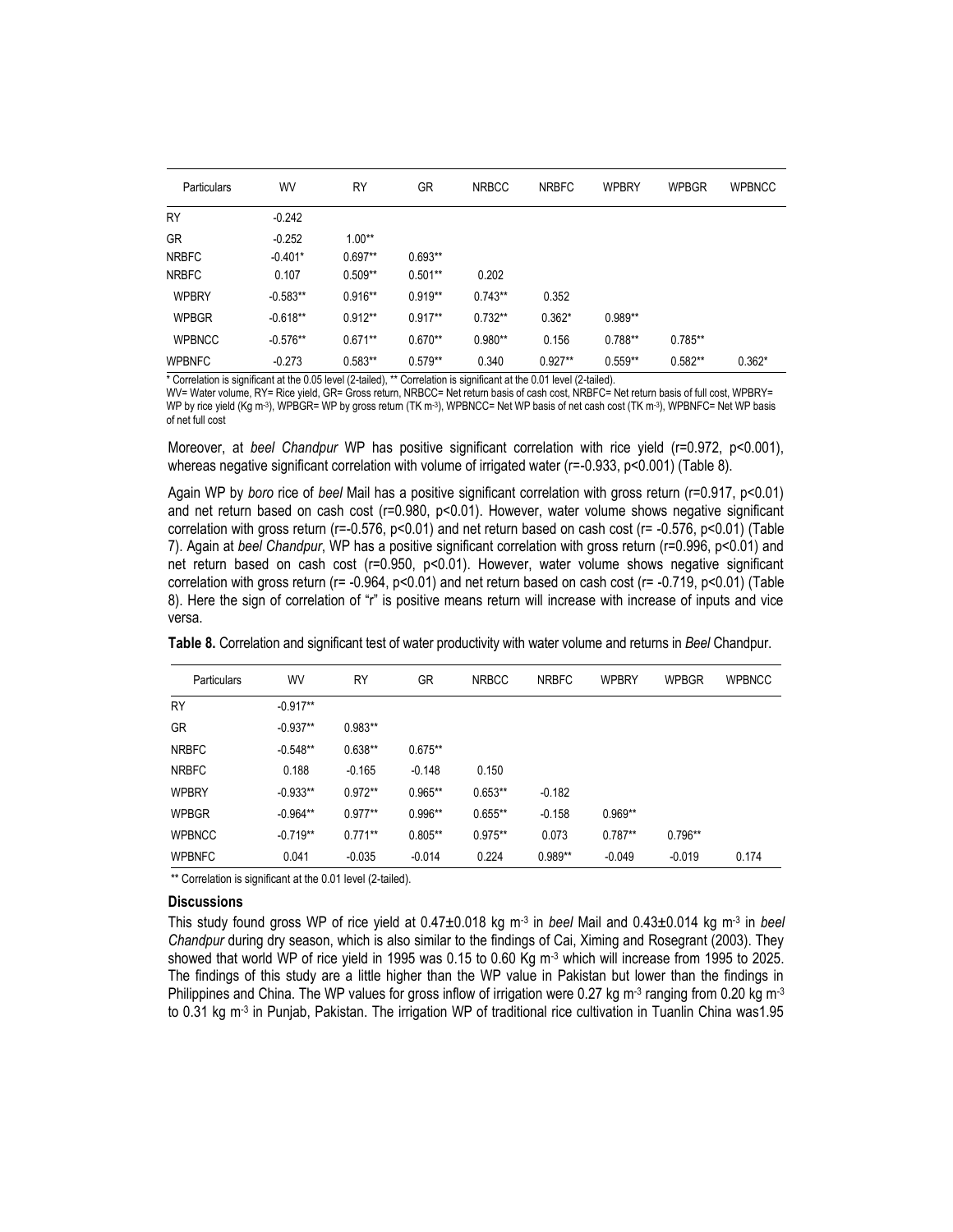| Particulars | WV | RY | GR | NRBCC | NRBFC | WPBRY | WPBGR | WPBNCC |
|---|---|---|---|---|---|---|---|---|
| RY | -0.242 | | | | | | | |
| GR | -0.252 | 1.00** | | | | | | |
| NRBFC | -0.401* | 0.697** | 0.693** | | | | | |
| NRBFC | 0.107 | 0.509** | 0.501** | 0.202 | | | | |
| WPBRY | -0.583** | 0.916** | 0.919** | 0.743** | 0.352 | | | |
| WPBGR | -0.618** | 0.912** | 0.917** | 0.732** | 0.362* | 0.989** | | |
| WPBNCC | -0.576** | 0.671** | 0.670** | 0.980** | 0.156 | 0.788** | 0.785** | |
| WPBNFC | -0.273 | 0.583** | 0.579** | 0.340 | 0.927** | 0.559** | 0.582** | 0.362* |

* Correlation is significant at the 0.05 level (2-tailed), ** Correlation is significant at the 0.01 level (2-tailed).

WV= Water volume, RY= Rice yield, GR= Gross return, NRBCC= Net return basis of cash cost, NRBFC= Net return basis of full cost, WPBRY= WP by rice yield (Kg m$^{-3}$), WPBGR= WP by gross return (TK m$^{-3}$), WPBNCC= Net WP basis of net cash cost (TK m$^{-3}$), WPBNFC= Net WP basis of net full cost

Moreover, at *beel Chandpur* WP has positive significant correlation with rice yield ($r$=0.972, $p$<0.001), whereas negative significant correlation with volume of irrigated water ($r$=-0.933, $p$<0.001) (Table 8).

Again WP by *boro* rice of *beel* Mail has a positive significant correlation with gross return ($r$=0.917, $p$<0.01) and net return based on cash cost ($r$=0.980, $p$<0.01). However, water volume shows negative significant correlation with gross return ($r$=-0.576, $p$<0.01) and net return based on cash cost ($r$= -0.576, $p$<0.01) (Table 7). Again at *beel Chandpur*, WP has a positive significant correlation with gross return ($r$=0.996, $p$<0.01) and net return based on cash cost ($r$=0.950, $p$<0.01). However, water volume shows negative significant correlation with gross return ($r$= -0.964, $p$<0.01) and net return based on cash cost ($r$= -0.719, $p$<0.01) (Table 8). Here the sign of correlation of "r" is positive means return will increase with increase of inputs and vice versa.

**Table 8.** Correlation and significant test of water productivity with water volume and returns in *Beel* Chandpur.

| Particulars | WV | RY | GR | NRBCC | NRBFC | WPBRY | WPBGR | WPBNCC |
|---|---|---|---|---|---|---|---|---|
| RY | -0.917** | | | | | | | |
| GR | -0.937** | 0.983** | | | | | | |
| NRBFC | -0.548** | 0.638** | 0.675** | | | | | |
| NRBFC | 0.188 | -0.165 | -0.148 | 0.150 | | | | |
| WPBRY | -0.933** | 0.972** | 0.965** | 0.653** | -0.182 | | | |
| WPBGR | -0.964** | 0.977** | 0.996** | 0.655** | -0.158 | 0.969** | | |
| WPBNCC | -0.719** | 0.771** | 0.805** | 0.975** | 0.073 | 0.787** | 0.796** | |
| WPBNFC | 0.041 | -0.035 | -0.014 | 0.224 | 0.989** | -0.049 | -0.019 | 0.174 |

** Correlation is significant at the 0.01 level (2-tailed).

### Discussions

This study found gross WP of rice yield at 0.47±0.018 kg m$^{-3}$ in *beel* Mail and 0.43±0.014 kg m$^{-3}$ in *beel Chandpur* during dry season, which is also similar to the findings of Cai, Ximing and Rosegrant (2003). They showed that world WP of rice yield in 1995 was 0.15 to 0.60 Kg m$^{-3}$ which will increase from 1995 to 2025. The findings of this study are a little higher than the WP value in Pakistan but lower than the findings in Philippines and China. The WP values for gross inflow of irrigation were 0.27 kg m$^{-3}$ ranging from 0.20 kg m$^{-3}$ to 0.31 kg m$^{-3}$ in Punjab, Pakistan. The irrigation WP of traditional rice cultivation in Tuanlin China was1.95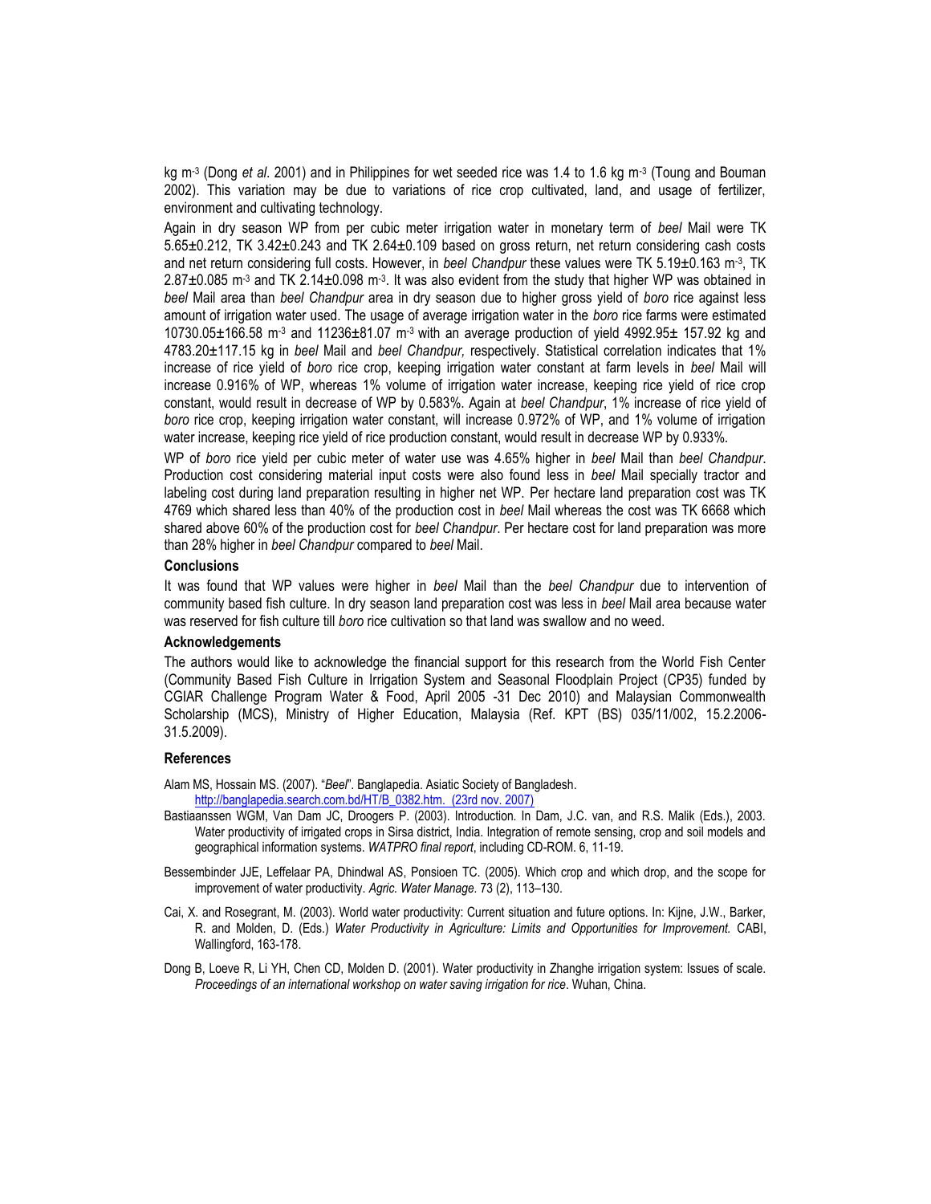kg $m^{-3}$ (Dong *et al*. 2001) and in Philippines for wet seeded rice was 1.4 to 1.6 kg $m^{-3}$ (Toung and Bouman 2002). This variation may be due to variations of rice crop cultivated, land, and usage of fertilizer, environment and cultivating technology.

Again in dry season WP from per cubic meter irrigation water in monetary term of *beel* Mail were TK 5.65±0.212, TK 3.42±0.243 and TK 2.64±0.109 based on gross return, net return considering cash costs and net return considering full costs. However, in *beel Chandpur* these values were TK 5.19±0.163 $m^{-3}$, TK 2.87±0.085 $m^{-3}$ and TK 2.14±0.098 $m^{-3}$. It was also evident from the study that higher WP was obtained in *beel* Mail area than *beel Chandpur* area in dry season due to higher gross yield of *boro* rice against less amount of irrigation water used. The usage of average irrigation water in the *boro* rice farms were estimated 10730.05±166.58 $m^{-3}$ and 11236±81.07 $m^{-3}$ with an average production of yield 4992.95± 157.92 kg and 4783.20±117.15 kg in *beel* Mail and *beel Chandpur,* respectively. Statistical correlation indicates that 1% increase of rice yield of *boro* rice crop, keeping irrigation water constant at farm levels in *beel* Mail will increase 0.916% of WP, whereas 1% volume of irrigation water increase, keeping rice yield of rice crop constant, would result in decrease of WP by 0.583%. Again at *beel Chandpur*, 1% increase of rice yield of *boro* rice crop, keeping irrigation water constant, will increase 0.972% of WP, and 1% volume of irrigation water increase, keeping rice yield of rice production constant, would result in decrease WP by 0.933%.

WP of *boro* rice yield per cubic meter of water use was 4.65% higher in *beel* Mail than *beel Chandpur*. Production cost considering material input costs were also found less in *beel* Mail specially tractor and labeling cost during land preparation resulting in higher net WP. Per hectare land preparation cost was TK 4769 which shared less than 40% of the production cost in *beel* Mail whereas the cost was TK 6668 which shared above 60% of the production cost for *beel Chandpur*. Per hectare cost for land preparation was more than 28% higher in *beel Chandpur* compared to *beel* Mail.

### Conclusions

It was found that WP values were higher in *beel* Mail than the *beel Chandpur* due to intervention of community based fish culture. In dry season land preparation cost was less in *beel* Mail area because water was reserved for fish culture till *boro* rice cultivation so that land was swallow and no weed.

### Acknowledgements

The authors would like to acknowledge the financial support for this research from the World Fish Center (Community Based Fish Culture in Irrigation System and Seasonal Floodplain Project (CP35) funded by CGIAR Challenge Program Water & Food, April 2005 -31 Dec 2010) and Malaysian Commonwealth Scholarship (MCS), Ministry of Higher Education, Malaysia (Ref. KPT (BS) 035/11/002, 15.2.2006-31.5.2009).

### References

Alam MS, Hossain MS. (2007). "*Beel*". Banglapedia. Asiatic Society of Bangladesh. http://banglapedia.search.com.bd/HT/B_0382.htm. (23rd nov. 2007)

Bastiaanssen WGM, Van Dam JC, Droogers P. (2003). Introduction. In Dam, J.C. van, and R.S. Malik (Eds.), 2003. Water productivity of irrigated crops in Sirsa district, India. Integration of remote sensing, crop and soil models and geographical information systems. *WATPRO final report*, including CD-ROM. 6, 11-19.

Bessembinder JJE, Leffelaar PA, Dhindwal AS, Ponsioen TC. (2005). Which crop and which drop, and the scope for improvement of water productivity. *Agric. Water Manage.* 73 (2), 113–130.

Cai, X. and Rosegrant, M. (2003). World water productivity: Current situation and future options. In: Kijne, J.W., Barker, R. and Molden, D. (Eds.) *Water Productivity in Agriculture: Limits and Opportunities for Improvement.* CABI, Wallingford, 163-178.

Dong B, Loeve R, Li YH, Chen CD, Molden D. (2001). Water productivity in Zhanghe irrigation system: Issues of scale. *Proceedings of an international workshop on water saving irrigation for rice*. Wuhan, China.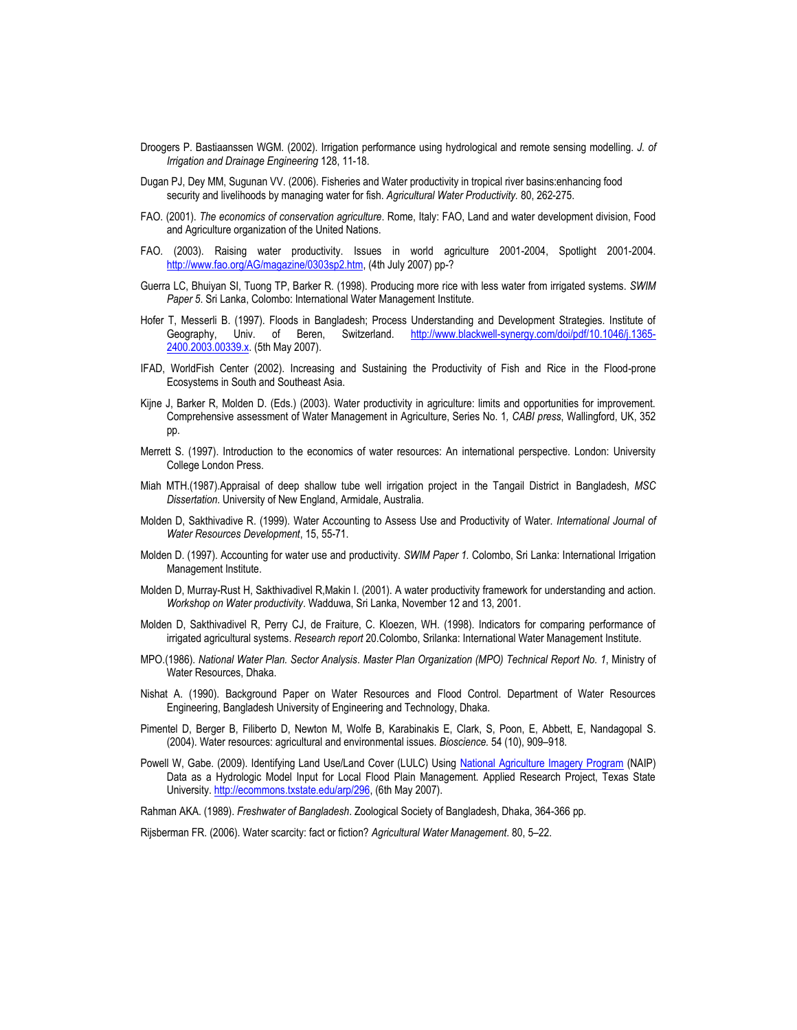Droogers P. Bastiaanssen WGM. (2002). Irrigation performance using hydrological and remote sensing modelling. *J. of Irrigation and Drainage Engineering* 128, 11-18.

Dugan PJ, Dey MM, Sugunan VV. (2006). Fisheries and Water productivity in tropical river basins:enhancing food security and livelihoods by managing water for fish. *Agricultural Water Productivity.* 80, 262-275.

FAO. (2001). *The economics of conservation agriculture*. Rome, Italy: FAO, Land and water development division, Food and Agriculture organization of the United Nations.

FAO. (2003). Raising water productivity. Issues in world agriculture 2001-2004, Spotlight 2001-2004. http://www.fao.org/AG/magazine/0303sp2.htm, (4th July 2007) pp-?

Guerra LC, Bhuiyan SI, Tuong TP, Barker R. (1998). Producing more rice with less water from irrigated systems. *SWIM Paper 5*. Sri Lanka, Colombo: International Water Management Institute.

Hofer T, Messerli B. (1997). Floods in Bangladesh; Process Understanding and Development Strategies. Institute of Geography, Univ. of Beren, Switzerland. http://www.blackwell-synergy.com/doi/pdf/10.1046/j.1365-2400.2003.00339.x. (5th May 2007).

IFAD, WorldFish Center (2002). Increasing and Sustaining the Productivity of Fish and Rice in the Flood-prone Ecosystems in South and Southeast Asia.

Kijne J, Barker R, Molden D. (Eds.) (2003). Water productivity in agriculture: limits and opportunities for improvement. Comprehensive assessment of Water Management in Agriculture, Series No. 1, *CABI press*, Wallingford, UK, 352 pp.

Merrett S. (1997). Introduction to the economics of water resources: An international perspective. London: University College London Press.

Miah MTH.(1987).Appraisal of deep shallow tube well irrigation project in the Tangail District in Bangladesh, *MSC Dissertation*. University of New England, Armidale, Australia.

Molden D, Sakthivadive R. (1999). Water Accounting to Assess Use and Productivity of Water. *International Journal of Water Resources Development*, 15, 55-71.

Molden D. (1997). Accounting for water use and productivity. *SWIM Paper 1.* Colombo, Sri Lanka: International Irrigation Management Institute.

Molden D, Murray-Rust H, Sakthivadivel R,Makin I. (2001). A water productivity framework for understanding and action. *Workshop on Water productivity*. Wadduwa, Sri Lanka, November 12 and 13, 2001.

Molden D, Sakthivadivel R, Perry CJ, de Fraiture, C. Kloezen, WH. (1998). Indicators for comparing performance of irrigated agricultural systems. *Research report* 20.Colombo, Srilanka: International Water Management Institute.

MPO.(1986). *National Water Plan. Sector Analysis*. *Master Plan Organization (MPO) Technical Report No. 1*, Ministry of Water Resources, Dhaka.

Nishat A. (1990). Background Paper on Water Resources and Flood Control. Department of Water Resources Engineering, Bangladesh University of Engineering and Technology, Dhaka.

Pimentel D, Berger B, Filiberto D, Newton M, Wolfe B, Karabinakis E, Clark, S, Poon, E, Abbett, E, Nandagopal S. (2004). Water resources: agricultural and environmental issues. *Bioscience.* 54 (10), 909–918.

Powell W, Gabe. (2009). Identifying Land Use/Land Cover (LULC) Using National Agriculture Imagery Program (NAIP) Data as a Hydrologic Model Input for Local Flood Plain Management. Applied Research Project, Texas State University. http://ecommons.txstate.edu/arp/296, (6th May 2007).

Rahman AKA. (1989). *Freshwater of Bangladesh*. Zoological Society of Bangladesh, Dhaka, 364-366 pp.

Rijsberman FR. (2006). Water scarcity: fact or fiction? *Agricultural Water Management*. 80, 5–22.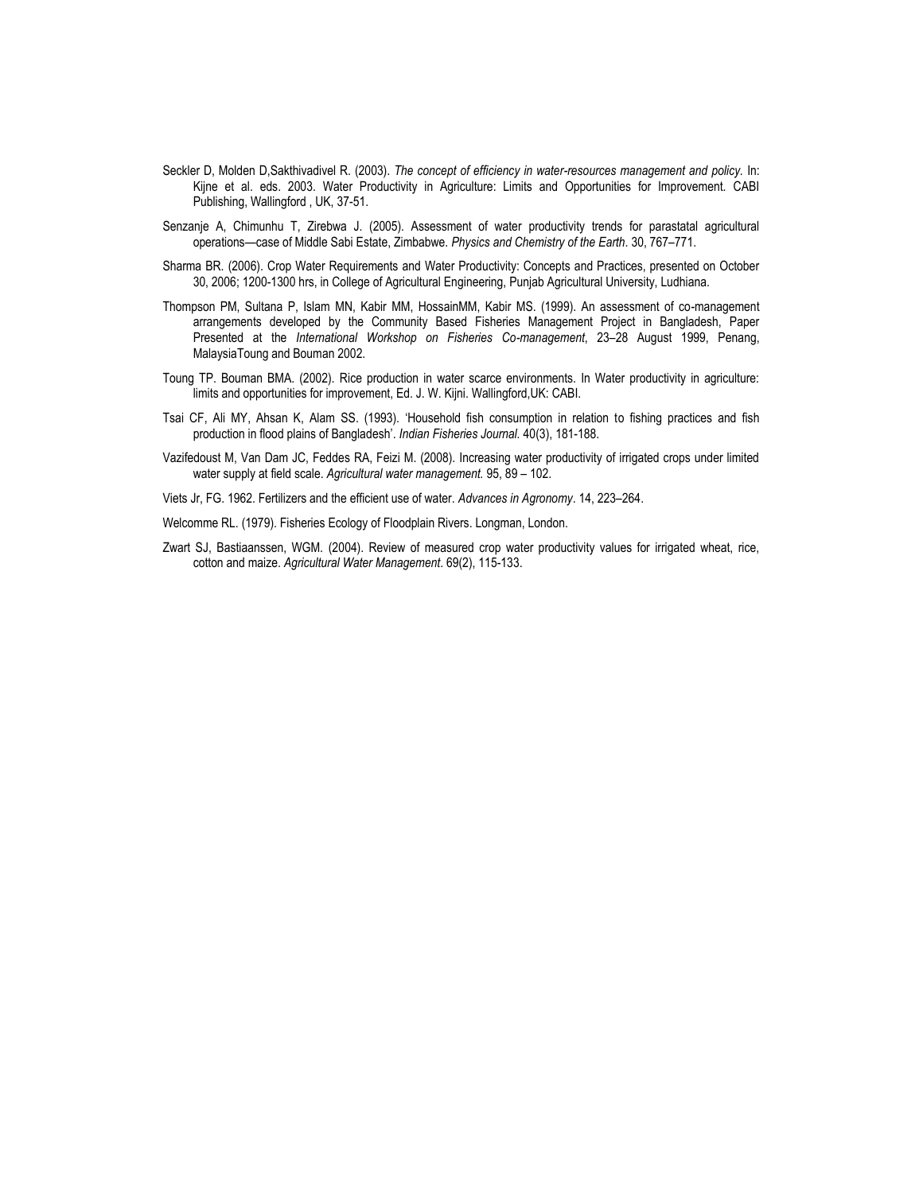Seckler D, Molden D,Sakthivadivel R. (2003). *The concept of efficiency in water-resources management and policy*. In: Kijne et al. eds. 2003. Water Productivity in Agriculture: Limits and Opportunities for Improvement. CABI Publishing, Wallingford , UK, 37-51.

Senzanje A, Chimunhu T, Zirebwa J. (2005). Assessment of water productivity trends for parastatal agricultural operations—case of Middle Sabi Estate, Zimbabwe. *Physics and Chemistry of the Earth*. 30, 767–771.

Sharma BR. (2006). Crop Water Requirements and Water Productivity: Concepts and Practices, presented on October 30, 2006; 1200-1300 hrs, in College of Agricultural Engineering, Punjab Agricultural University, Ludhiana.

Thompson PM, Sultana P, Islam MN, Kabir MM, HossainMM, Kabir MS. (1999). An assessment of co-management arrangements developed by the Community Based Fisheries Management Project in Bangladesh, Paper Presented at the *International Workshop on Fisheries Co-management*, 23–28 August 1999, Penang, MalaysiaToung and Bouman 2002.

Toung TP. Bouman BMA. (2002). Rice production in water scarce environments. In Water productivity in agriculture: limits and opportunities for improvement, Ed. J. W. Kijni. Wallingford,UK: CABI.

Tsai CF, Ali MY, Ahsan K, Alam SS. (1993). 'Household fish consumption in relation to fishing practices and fish production in flood plains of Bangladesh'. *Indian Fisheries Journal.* 40(3), 181-188.

Vazifedoust M, Van Dam JC, Feddes RA, Feizi M. (2008). Increasing water productivity of irrigated crops under limited water supply at field scale. *Agricultural water management.* 95, 89 – 102.

Viets Jr, FG. 1962. Fertilizers and the efficient use of water. *Advances in Agronomy*. 14, 223–264.

Welcomme RL. (1979). Fisheries Ecology of Floodplain Rivers. Longman, London.

Zwart SJ, Bastiaanssen, WGM. (2004). Review of measured crop water productivity values for irrigated wheat, rice, cotton and maize. *Agricultural Water Management*. 69(2), 115-133.